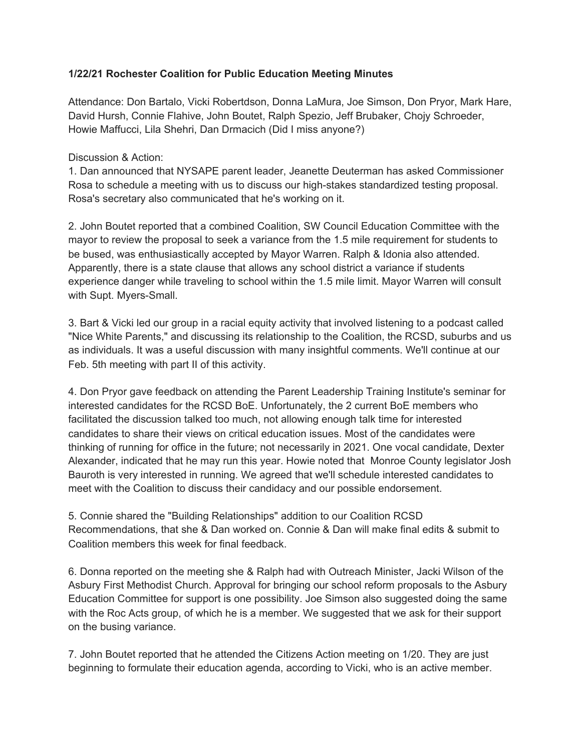**1/22/21 Rochester Coalition for Public Education Meeting Minutes**

Attendance: Don Bartalo, Vicki Robertdson, Donna LaMura, Joe Simson, Don Pryor, Mark Hare, David Hursh, Connie Flahive, John Boutet, Ralph Spezio, Jeff Brubaker, Chojy Schroeder, Howie Maffucci, Lila Shehri, Dan Drmacich (Did I miss anyone?)

Discussion & Action:

1. Dan announced that NYSAPE parent leader, Jeanette Deuterman has asked Commissioner Rosa to schedule a meeting with us to discuss our high-stakes standardized testing proposal. Rosa's secretary also communicated that he's working on it.

2. John Boutet reported that a combined Coalition, SW Council Education Committee with the mayor to review the proposal to seek a variance from the 1.5 mile requirement for students to be bused, was enthusiastically accepted by Mayor Warren. Ralph & Idonia also attended. Apparently, there is a state clause that allows any school district a variance if students experience danger while traveling to school within the 1.5 mile limit. Mayor Warren will consult with Supt. Myers-Small.

3. Bart & Vicki led our group in a racial equity activity that involved listening to a podcast called "Nice White Parents," and discussing its relationship to the Coalition, the RCSD, suburbs and us as individuals. It was a useful discussion with many insightful comments. We'll continue at our Feb. 5th meeting with part II of this activity.

4. Don Pryor gave feedback on attending the Parent Leadership Training Institute's seminar for interested candidates for the RCSD BoE. Unfortunately, the 2 current BoE members who facilitated the discussion talked too much, not allowing enough talk time for interested candidates to share their views on critical education issues. Most of the candidates were thinking of running for office in the future; not necessarily in 2021. One vocal candidate, Dexter Alexander, indicated that he may run this year. Howie noted that Monroe County legislator Josh Bauroth is very interested in running. We agreed that we'll schedule interested candidates to meet with the Coalition to discuss their candidacy and our possible endorsement.

5. Connie shared the "Building Relationships" addition to our Coalition RCSD Recommendations, that she & Dan worked on. Connie & Dan will make final edits & submit to Coalition members this week for final feedback.

6. Donna reported on the meeting she & Ralph had with Outreach Minister, Jacki Wilson of the Asbury First Methodist Church. Approval for bringing our school reform proposals to the Asbury Education Committee for support is one possibility. Joe Simson also suggested doing the same with the Roc Acts group, of which he is a member. We suggested that we ask for their support on the busing variance.

7. John Boutet reported that he attended the Citizens Action meeting on 1/20. They are just beginning to formulate their education agenda, according to Vicki, who is an active member.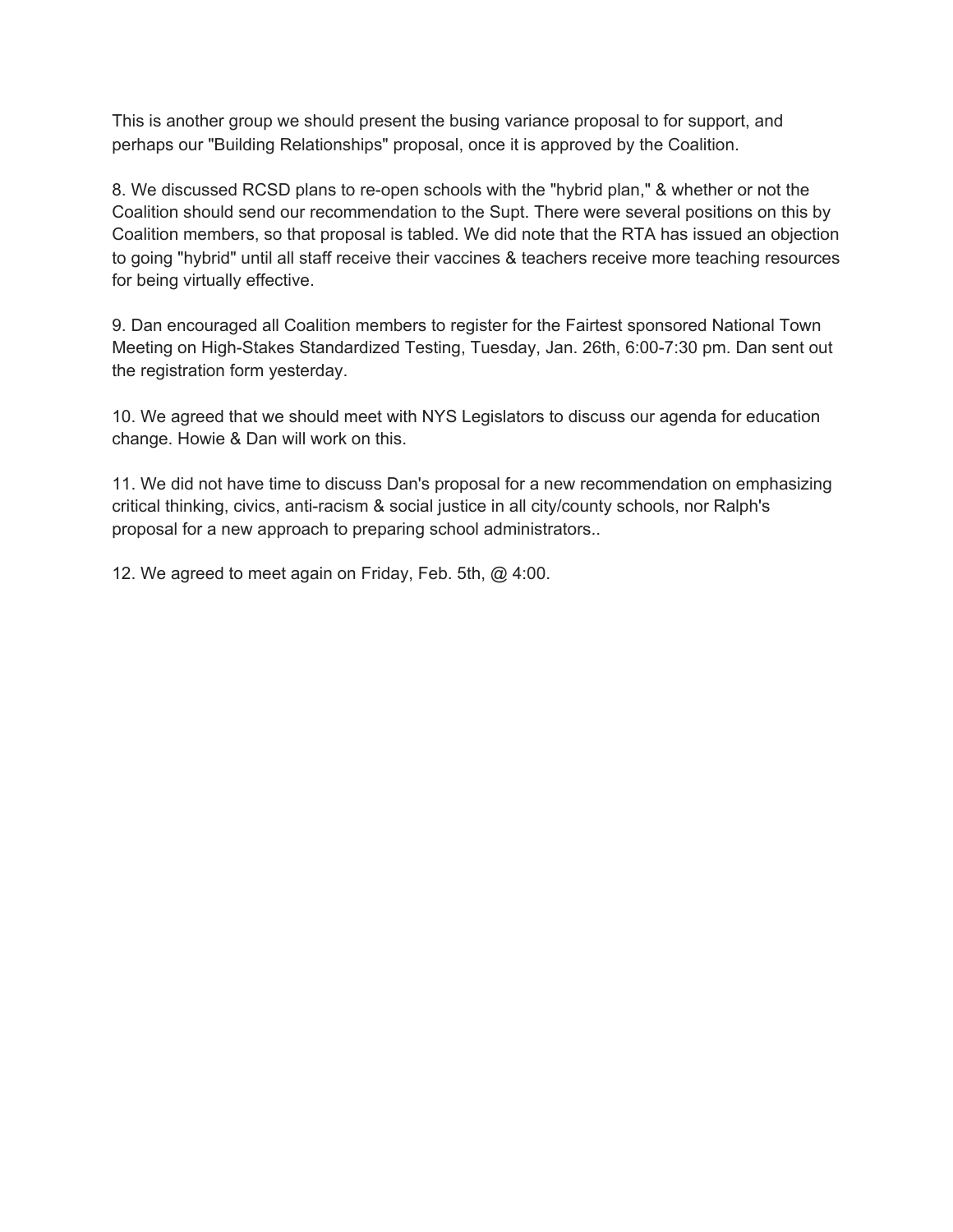This is another group we should present the busing variance proposal to for support, and perhaps our "Building Relationships" proposal, once it is approved by the Coalition.

8. We discussed RCSD plans to re-open schools with the "hybrid plan," & whether or not the Coalition should send our recommendation to the Supt. There were several positions on this by Coalition members, so that proposal is tabled. We did note that the RTA has issued an objection to going "hybrid" until all staff receive their vaccines & teachers receive more teaching resources for being virtually effective.

9. Dan encouraged all Coalition members to register for the Fairtest sponsored National Town Meeting on High-Stakes Standardized Testing, Tuesday, Jan. 26th, 6:00-7:30 pm. Dan sent out the registration form yesterday.

10. We agreed that we should meet with NYS Legislators to discuss our agenda for education change. Howie & Dan will work on this.

11. We did not have time to discuss Dan's proposal for a new recommendation on emphasizing critical thinking, civics, anti-racism & social justice in all city/county schools, nor Ralph's proposal for a new approach to preparing school administrators..

12. We agreed to meet again on Friday, Feb. 5th, @ 4:00.